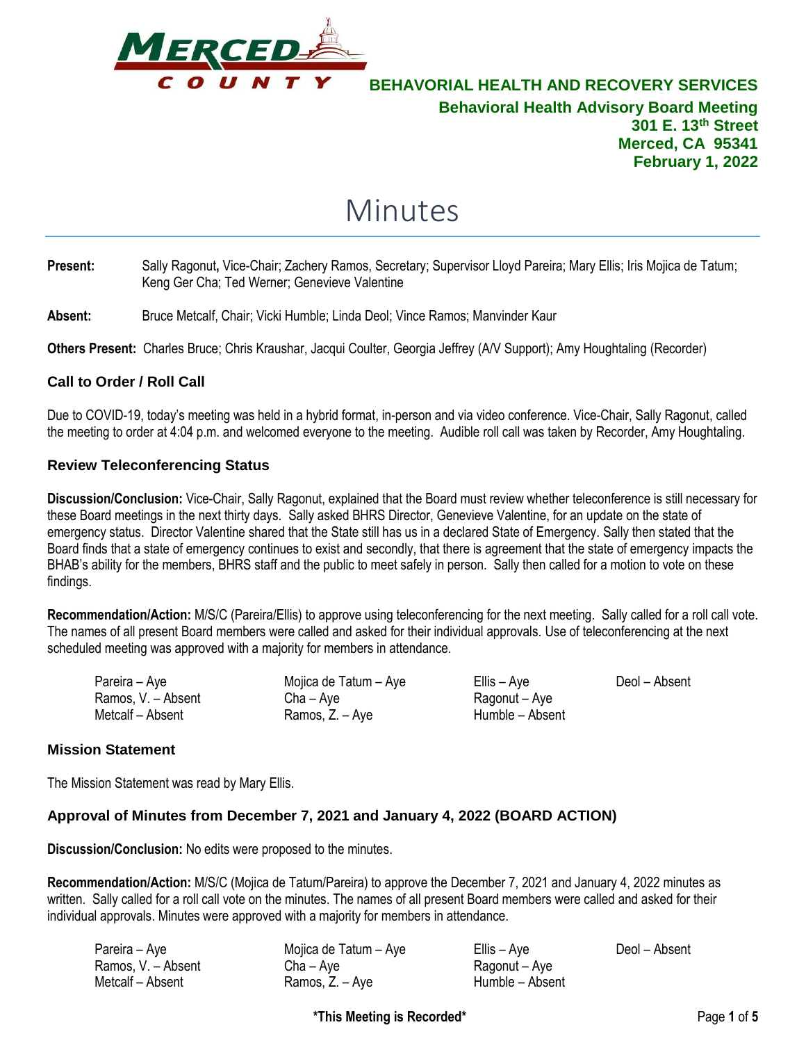**BEHAVORIAL HEALTH AND RECOVERY SERVICES**

**Behavioral Health Advisory Board Meeting**
**301 E. 13th Street**
**Merced, CA 95341**
**February 1, 2022**

# Minutes

**Present:** Sally Ragonut, Vice-Chair; Zachery Ramos, Secretary; Supervisor Lloyd Pareira; Mary Ellis; Iris Mojica de Tatum; Keng Ger Cha; Ted Werner; Genevieve Valentine

**Absent:** Bruce Metcalf, Chair; Vicki Humble; Linda Deol; Vince Ramos; Manvinder Kaur

**Others Present:** Charles Bruce; Chris Kraushar, Jacqui Coulter, Georgia Jeffrey (A/V Support); Amy Houghtaling (Recorder)

## Call to Order / Roll Call

Due to COVID-19, today's meeting was held in a hybrid format, in-person and via video conference. Vice-Chair, Sally Ragonut, called the meeting to order at 4:04 p.m. and welcomed everyone to the meeting. Audible roll call was taken by Recorder, Amy Houghtaling.

## Review Teleconferencing Status

**Discussion/Conclusion:** Vice-Chair, Sally Ragonut, explained that the Board must review whether teleconference is still necessary for these Board meetings in the next thirty days. Sally asked BHRS Director, Genevieve Valentine, for an update on the state of emergency status. Director Valentine shared that the State still has us in a declared State of Emergency. Sally then stated that the Board finds that a state of emergency continues to exist and secondly, that there is agreement that the state of emergency impacts the BHAB's ability for the members, BHRS staff and the public to meet safely in person. Sally then called for a motion to vote on these findings.

**Recommendation/Action:** M/S/C (Pareira/Ellis) to approve using teleconferencing for the next meeting. Sally called for a roll call vote. The names of all present Board members were called and asked for their individual approvals. Use of teleconferencing at the next scheduled meeting was approved with a majority for members in attendance.

Pareira – Aye
Ramos, V. – Absent
Metcalf – Absent
Mojica de Tatum – Aye
Cha – Aye
Ramos, Z. – Aye
Ellis – Aye
Ragonut – Aye
Humble – Absent
Deol – Absent

## Mission Statement

The Mission Statement was read by Mary Ellis.

## Approval of Minutes from December 7, 2021 and January 4, 2022 (BOARD ACTION)

**Discussion/Conclusion:** No edits were proposed to the minutes.

**Recommendation/Action:** M/S/C (Mojica de Tatum/Pareira) to approve the December 7, 2021 and January 4, 2022 minutes as written. Sally called for a roll call vote on the minutes. The names of all present Board members were called and asked for their individual approvals. Minutes were approved with a majority for members in attendance.

Pareira – Aye
Ramos, V. – Absent
Metcalf – Absent
Mojica de Tatum – Aye
Cha – Aye
Ramos, Z. – Aye
Ellis – Aye
Ragonut – Aye
Humble – Absent
Deol – Absent

**\*This Meeting is Recorded\***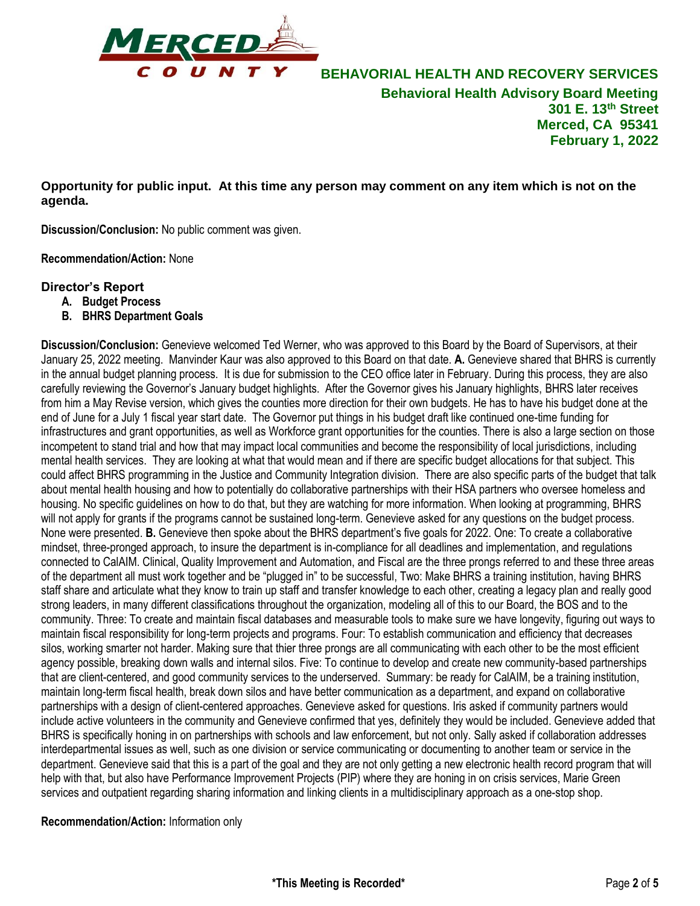**Opportunity for public input. At this time any person may comment on any item which is not on the agenda.**

**Discussion/Conclusion:** No public comment was given.

**Recommendation/Action:** None

## Director's Report

- **A. Budget Process**
- **B. BHRS Department Goals**

**Discussion/Conclusion:** Genevieve welcomed Ted Werner, who was approved to this Board by the Board of Supervisors, at their January 25, 2022 meeting. Manvinder Kaur was also approved to this Board on that date. **A.** Genevieve shared that BHRS is currently in the annual budget planning process. It is due for submission to the CEO office later in February. During this process, they are also carefully reviewing the Governor's January budget highlights. After the Governor gives his January highlights, BHRS later receives from him a May Revise version, which gives the counties more direction for their own budgets. He has to have his budget done at the end of June for a July 1 fiscal year start date. The Governor put things in his budget draft like continued one-time funding for infrastructures and grant opportunities, as well as Workforce grant opportunities for the counties. There is also a large section on those incompetent to stand trial and how that may impact local communities and become the responsibility of local jurisdictions, including mental health services. They are looking at what that would mean and if there are specific budget allocations for that subject. This could affect BHRS programming in the Justice and Community Integration division. There are also specific parts of the budget that talk about mental health housing and how to potentially do collaborative partnerships with their HSA partners who oversee homeless and housing. No specific guidelines on how to do that, but they are watching for more information. When looking at programming, BHRS will not apply for grants if the programs cannot be sustained long-term. Genevieve asked for any questions on the budget process. None were presented. **B.** Genevieve then spoke about the BHRS department's five goals for 2022. One: To create a collaborative mindset, three-pronged approach, to insure the department is in-compliance for all deadlines and implementation, and regulations connected to CalAIM. Clinical, Quality Improvement and Automation, and Fiscal are the three prongs referred to and these three areas of the department all must work together and be "plugged in" to be successful, Two: Make BHRS a training institution, having BHRS staff share and articulate what they know to train up staff and transfer knowledge to each other, creating a legacy plan and really good strong leaders, in many different classifications throughout the organization, modeling all of this to our Board, the BOS and to the community. Three: To create and maintain fiscal databases and measurable tools to make sure we have longevity, figuring out ways to maintain fiscal responsibility for long-term projects and programs. Four: To establish communication and efficiency that decreases silos, working smarter not harder. Making sure that thier three prongs are all communicating with each other to be the most efficient agency possible, breaking down walls and internal silos. Five: To continue to develop and create new community-based partnerships that are client-centered, and good community services to the underserved. Summary: be ready for CalAIM, be a training institution, maintain long-term fiscal health, break down silos and have better communication as a department, and expand on collaborative partnerships with a design of client-centered approaches. Genevieve asked for questions. Iris asked if community partners would include active volunteers in the community and Genevieve confirmed that yes, definitely they would be included. Genevieve added that BHRS is specifically honing in on partnerships with schools and law enforcement, but not only. Sally asked if collaboration addresses interdepartmental issues as well, such as one division or service communicating or documenting to another team or service in the department. Genevieve said that this is a part of the goal and they are not only getting a new electronic health record program that will help with that, but also have Performance Improvement Projects (PIP) where they are honing in on crisis services, Marie Green services and outpatient regarding sharing information and linking clients in a multidisciplinary approach as a one-stop shop.

**Recommendation/Action:** Information only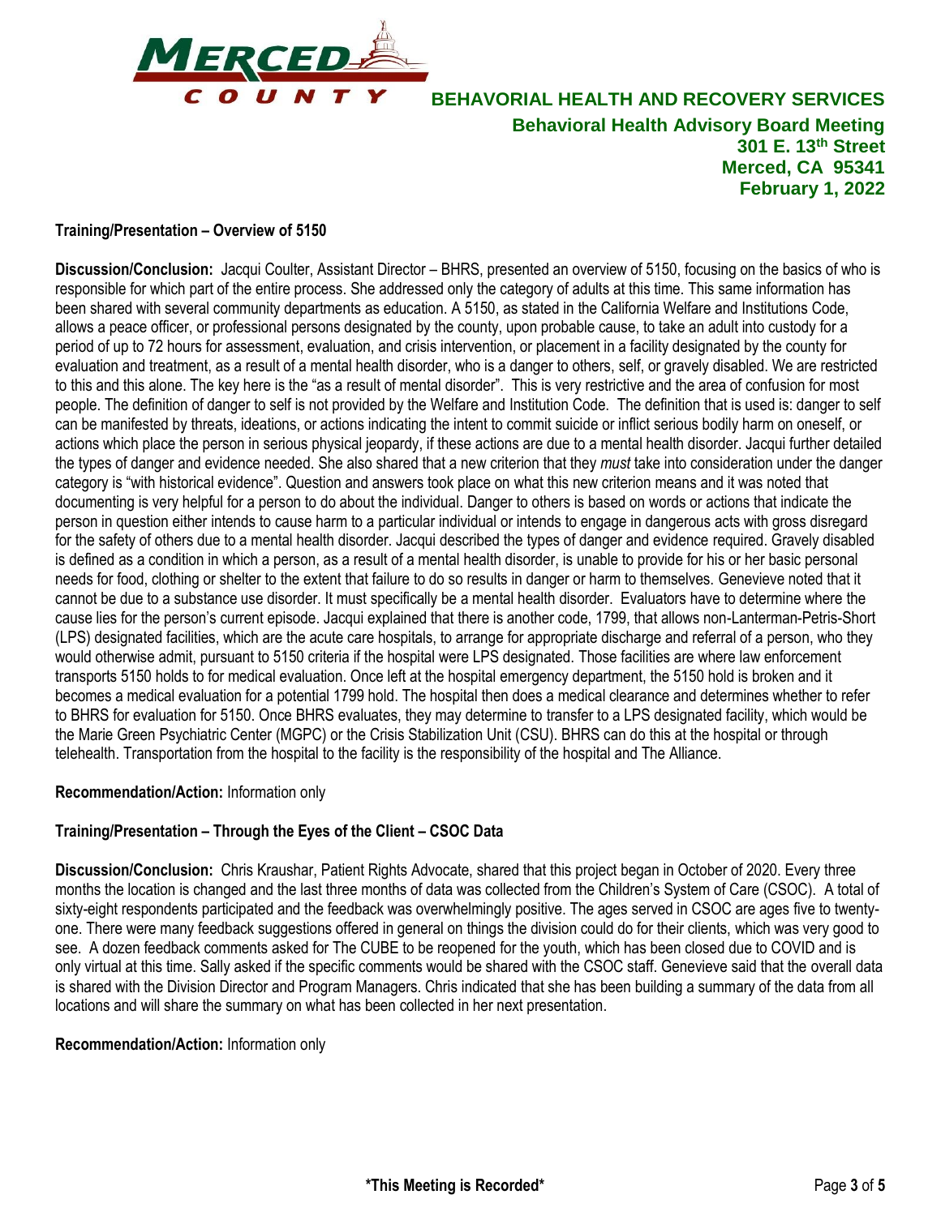**BEHAVORIAL HEALTH AND RECOVERY SERVICES**

**Behavioral Health Advisory Board Meeting**
**301 E. 13th Street**
**Merced, CA 95341**
**February 1, 2022**

**Training/Presentation – Overview of 5150**

**Discussion/Conclusion:** Jacqui Coulter, Assistant Director – BHRS, presented an overview of 5150, focusing on the basics of who is responsible for which part of the entire process. She addressed only the category of adults at this time. This same information has been shared with several community departments as education. A 5150, as stated in the California Welfare and Institutions Code, allows a peace officer, or professional persons designated by the county, upon probable cause, to take an adult into custody for a period of up to 72 hours for assessment, evaluation, and crisis intervention, or placement in a facility designated by the county for evaluation and treatment, as a result of a mental health disorder, who is a danger to others, self, or gravely disabled. We are restricted to this and this alone. The key here is the "as a result of mental disorder". This is very restrictive and the area of confusion for most people. The definition of danger to self is not provided by the Welfare and Institution Code. The definition that is used is: danger to self can be manifested by threats, ideations, or actions indicating the intent to commit suicide or inflict serious bodily harm on oneself, or actions which place the person in serious physical jeopardy, if these actions are due to a mental health disorder. Jacqui further detailed the types of danger and evidence needed. She also shared that a new criterion that they *must* take into consideration under the danger category is "with historical evidence". Question and answers took place on what this new criterion means and it was noted that documenting is very helpful for a person to do about the individual. Danger to others is based on words or actions that indicate the person in question either intends to cause harm to a particular individual or intends to engage in dangerous acts with gross disregard for the safety of others due to a mental health disorder. Jacqui described the types of danger and evidence required. Gravely disabled is defined as a condition in which a person, as a result of a mental health disorder, is unable to provide for his or her basic personal needs for food, clothing or shelter to the extent that failure to do so results in danger or harm to themselves. Genevieve noted that it cannot be due to a substance use disorder. It must specifically be a mental health disorder. Evaluators have to determine where the cause lies for the person's current episode. Jacqui explained that there is another code, 1799, that allows non-Lanterman-Petris-Short (LPS) designated facilities, which are the acute care hospitals, to arrange for appropriate discharge and referral of a person, who they would otherwise admit, pursuant to 5150 criteria if the hospital were LPS designated. Those facilities are where law enforcement transports 5150 holds to for medical evaluation. Once left at the hospital emergency department, the 5150 hold is broken and it becomes a medical evaluation for a potential 1799 hold. The hospital then does a medical clearance and determines whether to refer to BHRS for evaluation for 5150. Once BHRS evaluates, they may determine to transfer to a LPS designated facility, which would be the Marie Green Psychiatric Center (MGPC) or the Crisis Stabilization Unit (CSU). BHRS can do this at the hospital or through telehealth. Transportation from the hospital to the facility is the responsibility of the hospital and The Alliance.

**Recommendation/Action:** Information only

**Training/Presentation – Through the Eyes of the Client – CSOC Data**

**Discussion/Conclusion:** Chris Kraushar, Patient Rights Advocate, shared that this project began in October of 2020. Every three months the location is changed and the last three months of data was collected from the Children's System of Care (CSOC). A total of sixty-eight respondents participated and the feedback was overwhelmingly positive. The ages served in CSOC are ages five to twenty-one. There were many feedback suggestions offered in general on things the division could do for their clients, which was very good to see. A dozen feedback comments asked for The CUBE to be reopened for the youth, which has been closed due to COVID and is only virtual at this time. Sally asked if the specific comments would be shared with the CSOC staff. Genevieve said that the overall data is shared with the Division Director and Program Managers. Chris indicated that she has been building a summary of the data from all locations and will share the summary on what has been collected in her next presentation.

**Recommendation/Action:** Information only

**\*This Meeting is Recorded\***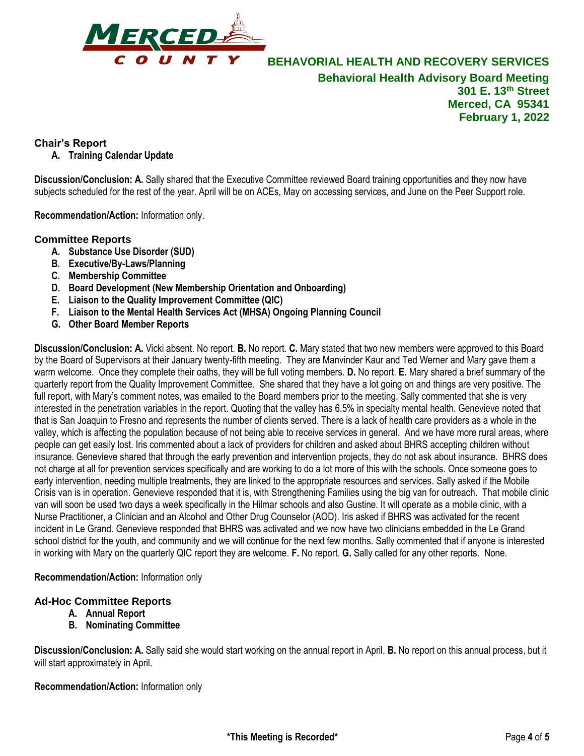## Chair's Report

**A. Training Calendar Update**

**Discussion/Conclusion: A.** Sally shared that the Executive Committee reviewed Board training opportunities and they now have subjects scheduled for the rest of the year. April will be on ACEs, May on accessing services, and June on the Peer Support role.

**Recommendation/Action:** Information only.

## Committee Reports

- **A. Substance Use Disorder (SUD)**
- **B. Executive/By-Laws/Planning**
- **C. Membership Committee**
- **D. Board Development (New Membership Orientation and Onboarding)**
- **E. Liaison to the Quality Improvement Committee (QIC)**
- **F. Liaison to the Mental Health Services Act (MHSA) Ongoing Planning Council**
- **G. Other Board Member Reports**

**Discussion/Conclusion: A.** Vicki absent. No report. **B.** No report. **C.** Mary stated that two new members were approved to this Board by the Board of Supervisors at their January twenty-fifth meeting. They are Manvinder Kaur and Ted Werner and Mary gave them a warm welcome. Once they complete their oaths, they will be full voting members. **D.** No report. **E.** Mary shared a brief summary of the quarterly report from the Quality Improvement Committee. She shared that they have a lot going on and things are very positive. The full report, with Mary's comment notes, was emailed to the Board members prior to the meeting. Sally commented that she is very interested in the penetration variables in the report. Quoting that the valley has 6.5% in specialty mental health. Genevieve noted that that is San Joaquin to Fresno and represents the number of clients served. There is a lack of health care providers as a whole in the valley, which is affecting the population because of not being able to receive services in general. And we have more rural areas, where people can get easily lost. Iris commented about a lack of providers for children and asked about BHRS accepting children without insurance. Genevieve shared that through the early prevention and intervention projects, they do not ask about insurance. BHRS does not charge at all for prevention services specifically and are working to do a lot more of this with the schools. Once someone goes to early intervention, needing multiple treatments, they are linked to the appropriate resources and services. Sally asked if the Mobile Crisis van is in operation. Genevieve responded that it is, with Strengthening Families using the big van for outreach. That mobile clinic van will soon be used two days a week specifically in the Hilmar schools and also Gustine. It will operate as a mobile clinic, with a Nurse Practitioner, a Clinician and an Alcohol and Other Drug Counselor (AOD). Iris asked if BHRS was activated for the recent incident in Le Grand. Genevieve responded that BHRS was activated and we now have two clinicians embedded in the Le Grand school district for the youth, and community and we will continue for the next few months. Sally commented that if anyone is interested in working with Mary on the quarterly QIC report they are welcome. **F.** No report. **G.** Sally called for any other reports. None.

**Recommendation/Action:** Information only

## Ad-Hoc Committee Reports

- **A. Annual Report**
- **B. Nominating Committee**

**Discussion/Conclusion: A.** Sally said she would start working on the annual report in April. **B.** No report on this annual process, but it will start approximately in April.

**Recommendation/Action:** Information only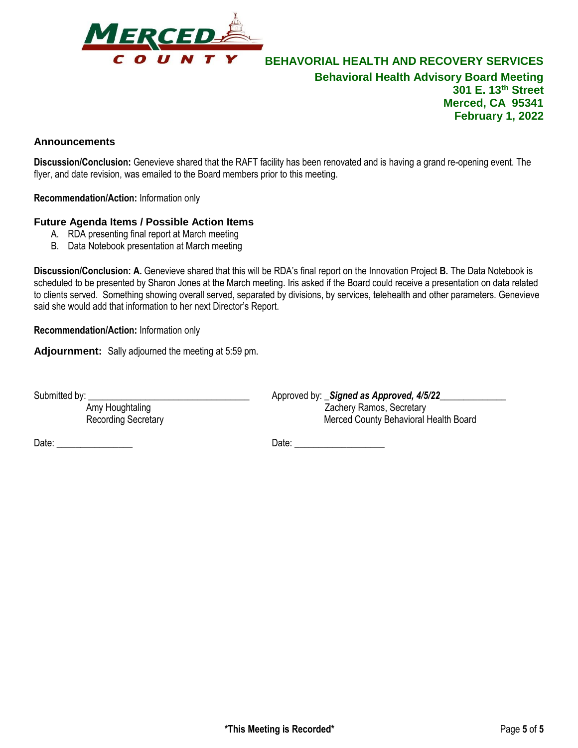**BEHAVORIAL HEALTH AND RECOVERY SERVICES**

**Behavioral Health Advisory Board Meeting**
**301 E. 13th Street**
**Merced, CA 95341**
**February 1, 2022**

### Announcements

**Discussion/Conclusion:** Genevieve shared that the RAFT facility has been renovated and is having a grand re-opening event. The flyer, and date revision, was emailed to the Board members prior to this meeting.

**Recommendation/Action:** Information only

### Future Agenda Items / Possible Action Items

A. RDA presenting final report at March meeting
B. Data Notebook presentation at March meeting

**Discussion/Conclusion: A.** Genevieve shared that this will be RDA's final report on the Innovation Project **B.** The Data Notebook is scheduled to be presented by Sharon Jones at the March meeting. Iris asked if the Board could receive a presentation on data related to clients served. Something showing overall served, separated by divisions, by services, telehealth and other parameters. Genevieve said she would add that information to her next Director's Report.

**Recommendation/Action:** Information only

**Adjournment:** Sally adjourned the meeting at 5:59 pm.

Submitted by: ___________________________________
Amy Houghtaling
Recording Secretary

Date: ________________

Approved by: _***Signed as Approved, 4/5/22***______________
Zachery Ramos, Secretary
Merced County Behavioral Health Board

Date: ___________________

**\*This Meeting is Recorded\***